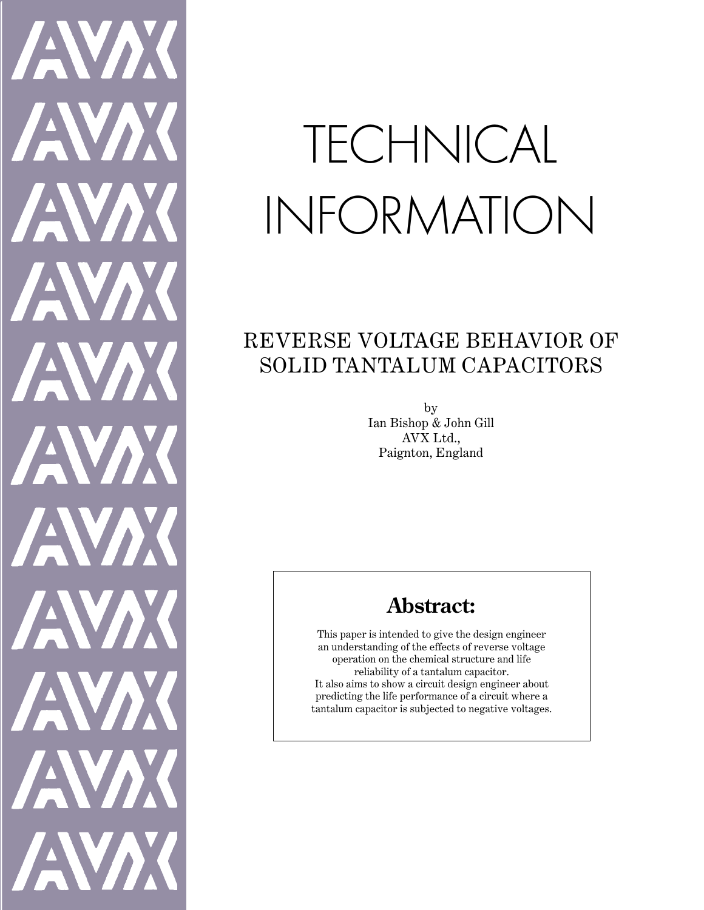# TECHNICAL INFORMATION

## REVERSE VOLTAGE BEHAVIOR OF SOLID TANTALUM CAPACITORS

by
Ian Bishop & John Gill
AVX Ltd.,
Paignton, England

**Abstract:**

This paper is intended to give the design engineer an understanding of the effects of reverse voltage operation on the chemical structure and life reliability of a tantalum capacitor.
It also aims to show a circuit design engineer about predicting the life performance of a circuit where a tantalum capacitor is subjected to negative voltages.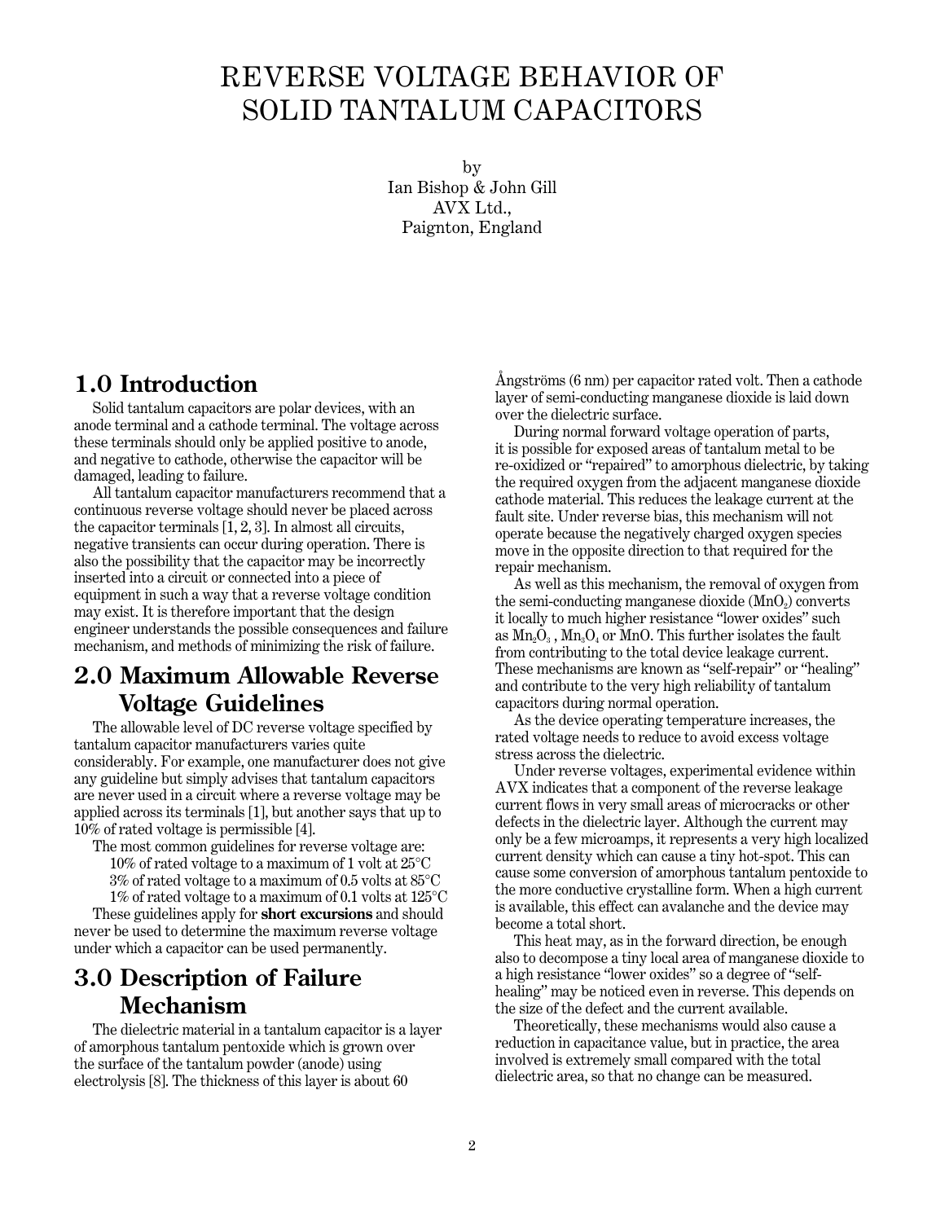# REVERSE VOLTAGE BEHAVIOR OF SOLID TANTALUM CAPACITORS

by
Ian Bishop & John Gill
AVX Ltd.,
Paignton, England

## 1.0 Introduction

Solid tantalum capacitors are polar devices, with an anode terminal and a cathode terminal. The voltage across these terminals should only be applied positive to anode, and negative to cathode, otherwise the capacitor will be damaged, leading to failure.

All tantalum capacitor manufacturers recommend that a continuous reverse voltage should never be placed across the capacitor terminals [1, 2, 3]. In almost all circuits, negative transients can occur during operation. There is also the possibility that the capacitor may be incorrectly inserted into a circuit or connected into a piece of equipment in such a way that a reverse voltage condition may exist. It is therefore important that the design engineer understands the possible consequences and failure mechanism, and methods of minimizing the risk of failure.

## 2.0 Maximum Allowable Reverse Voltage Guidelines

The allowable level of DC reverse voltage specified by tantalum capacitor manufacturers varies quite considerably. For example, one manufacturer does not give any guideline but simply advises that tantalum capacitors are never used in a circuit where a reverse voltage may be applied across its terminals [1], but another says that up to 10% of rated voltage is permissible [4].

The most common guidelines for reverse voltage are:

10% of rated voltage to a maximum of 1 volt at 25°C
3% of rated voltage to a maximum of 0.5 volts at 85°C
1% of rated voltage to a maximum of 0.1 volts at 125°C

These guidelines apply for **short excursions** and should never be used to determine the maximum reverse voltage under which a capacitor can be used permanently.

## 3.0 Description of Failure Mechanism

The dielectric material in a tantalum capacitor is a layer of amorphous tantalum pentoxide which is grown over the surface of the tantalum powder (anode) using electrolysis [8]. The thickness of this layer is about 60 Ångströms (6 nm) per capacitor rated volt. Then a cathode layer of semi-conducting manganese dioxide is laid down over the dielectric surface.

During normal forward voltage operation of parts, it is possible for exposed areas of tantalum metal to be re-oxidized or "repaired" to amorphous dielectric, by taking the required oxygen from the adjacent manganese dioxide cathode material. This reduces the leakage current at the fault site. Under reverse bias, this mechanism will not operate because the negatively charged oxygen species move in the opposite direction to that required for the repair mechanism.

As well as this mechanism, the removal of oxygen from the semi-conducting manganese dioxide ($MnO_2$) converts it locally to much higher resistance "lower oxides" such as $Mn_2O_3$ , $Mn_3O_4$ or $MnO$. This further isolates the fault from contributing to the total device leakage current. These mechanisms are known as "self-repair" or "healing" and contribute to the very high reliability of tantalum capacitors during normal operation.

As the device operating temperature increases, the rated voltage needs to reduce to avoid excess voltage stress across the dielectric.

Under reverse voltages, experimental evidence within AVX indicates that a component of the reverse leakage current flows in very small areas of microcracks or other defects in the dielectric layer. Although the current may only be a few microamps, it represents a very high localized current density which can cause a tiny hot-spot. This can cause some conversion of amorphous tantalum pentoxide to the more conductive crystalline form. When a high current is available, this effect can avalanche and the device may become a total short.

This heat may, as in the forward direction, be enough also to decompose a tiny local area of manganese dioxide to a high resistance "lower oxides" so a degree of "self-healing" may be noticed even in reverse. This depends on the size of the defect and the current available.

Theoretically, these mechanisms would also cause a reduction in capacitance value, but in practice, the area involved is extremely small compared with the total dielectric area, so that no change can be measured.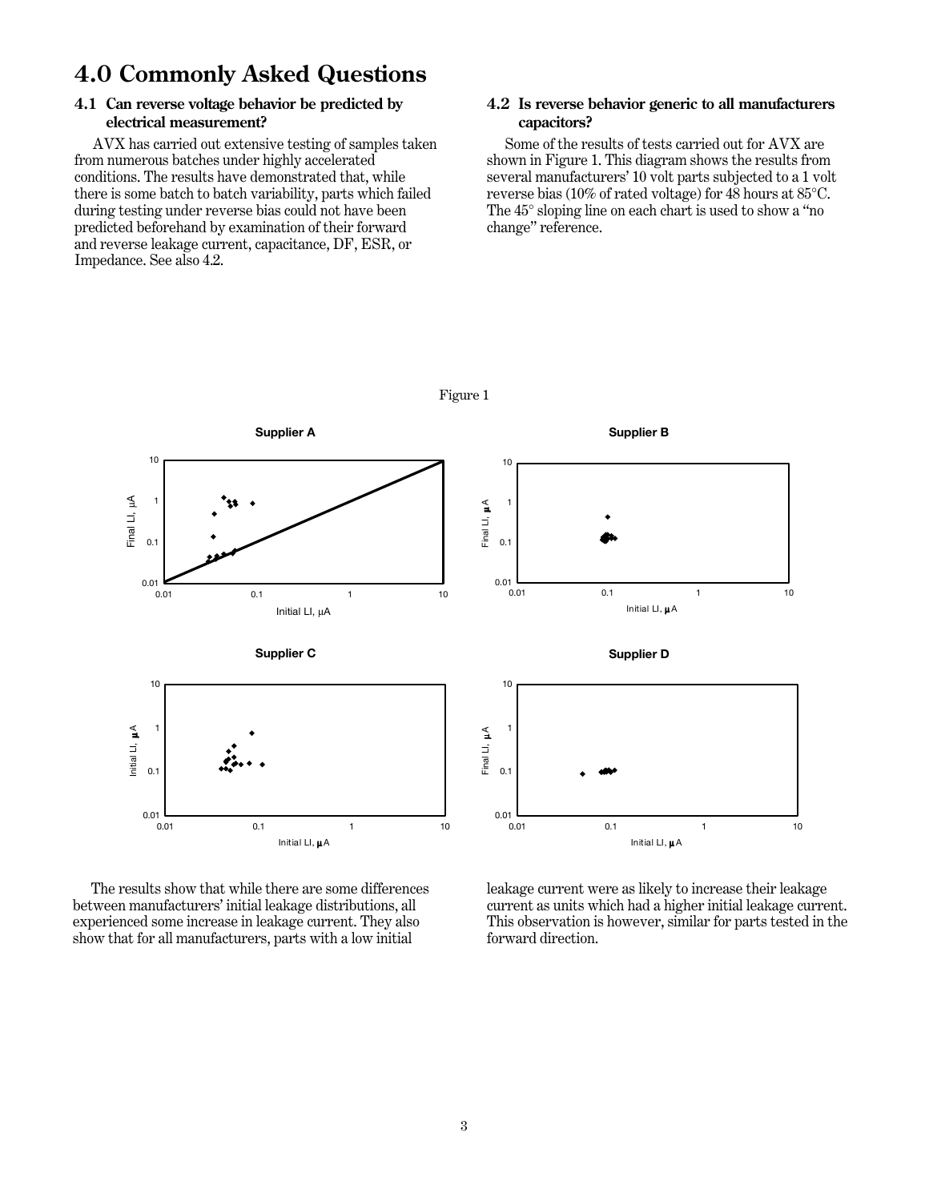# 4.0 Commonly Asked Questions

### 4.1 Can reverse voltage behavior be predicted by electrical measurement?

AVX has carried out extensive testing of samples taken from numerous batches under highly accelerated conditions. The results have demonstrated that, while there is some batch to batch variability, parts which failed during testing under reverse bias could not have been predicted beforehand by examination of their forward and reverse leakage current, capacitance, DF, ESR, or Impedance. See also 4.2.

### 4.2 Is reverse behavior generic to all manufacturers capacitors?

Some of the results of tests carried out for AVX are shown in Figure 1. This diagram shows the results from several manufacturers' 10 volt parts subjected to a 1 volt reverse bias (10% of rated voltage) for 48 hours at 85°C. The 45° sloping line on each chart is used to show a "no change" reference.

Figure 1

Supplier A

Final LI, µA

10
1
0.1
0.01

0.01 0.1 1 10

Initial LI, µA

Supplier B

Final LI, µA

10
1
0.1
0.01

0.01 0.1 1 10

Initial LI, µA

Supplier C

Initial LI, µA

10
1
0.1
0.01

0.01 0.1 1 10

Initial LI, µA

Supplier D

Final LI, µA

10
1
0.1
0.01

0.01 0.1 1 10

Initial LI, µA

The results show that while there are some differences between manufacturers' initial leakage distributions, all experienced some increase in leakage current. They also show that for all manufacturers, parts with a low initial leakage current were as likely to increase their leakage current as units which had a higher initial leakage current. This observation is however, similar for parts tested in the forward direction.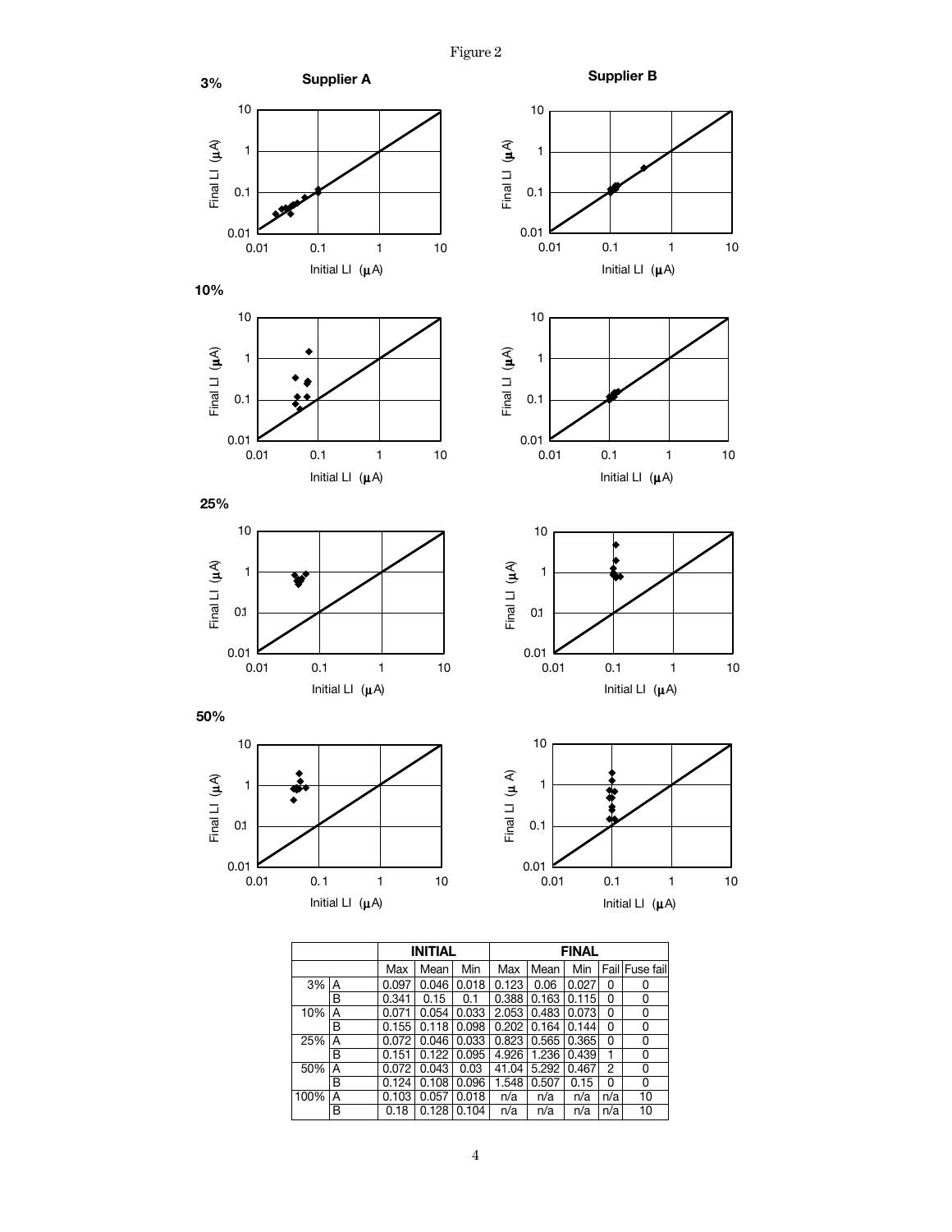Figure 2

3%

Supplier A

Supplier B

Final LI (μA)

Initial LI (μA)

10%

25%

50%

|  |  | INITIAL |  |  | FINAL |  |  |  |  |
|---|---|---|---|---|---|---|---|---|---|
|  |  | Max | Mean | Min | Max | Mean | Min | Fail | Fuse fail |
| 3% | A | 0.097 | 0.046 | 0.018 | 0.123 | 0.06 | 0.027 | 0 | 0 |
|  | B | 0.341 | 0.15 | 0.1 | 0.388 | 0.163 | 0.115 | 0 | 0 |
| 10% | A | 0.071 | 0.054 | 0.033 | 2.053 | 0.483 | 0.073 | 0 | 0 |
|  | B | 0.155 | 0.118 | 0.098 | 0.202 | 0.164 | 0.144 | 0 | 0 |
| 25% | A | 0.072 | 0.046 | 0.033 | 0.823 | 0.565 | 0.365 | 0 | 0 |
|  | B | 0.151 | 0.122 | 0.095 | 4.926 | 1.236 | 0.439 | 1 | 0 |
| 50% | A | 0.072 | 0.043 | 0.03 | 41.04 | 5.292 | 0.467 | 2 | 0 |
|  | B | 0.124 | 0.108 | 0.096 | 1.548 | 0.507 | 0.15 | 0 | 0 |
| 100% | A | 0.103 | 0.057 | 0.018 | n/a | n/a | n/a | n/a | 10 |
|  | B | 0.18 | 0.128 | 0.104 | n/a | n/a | n/a | n/a | 10 |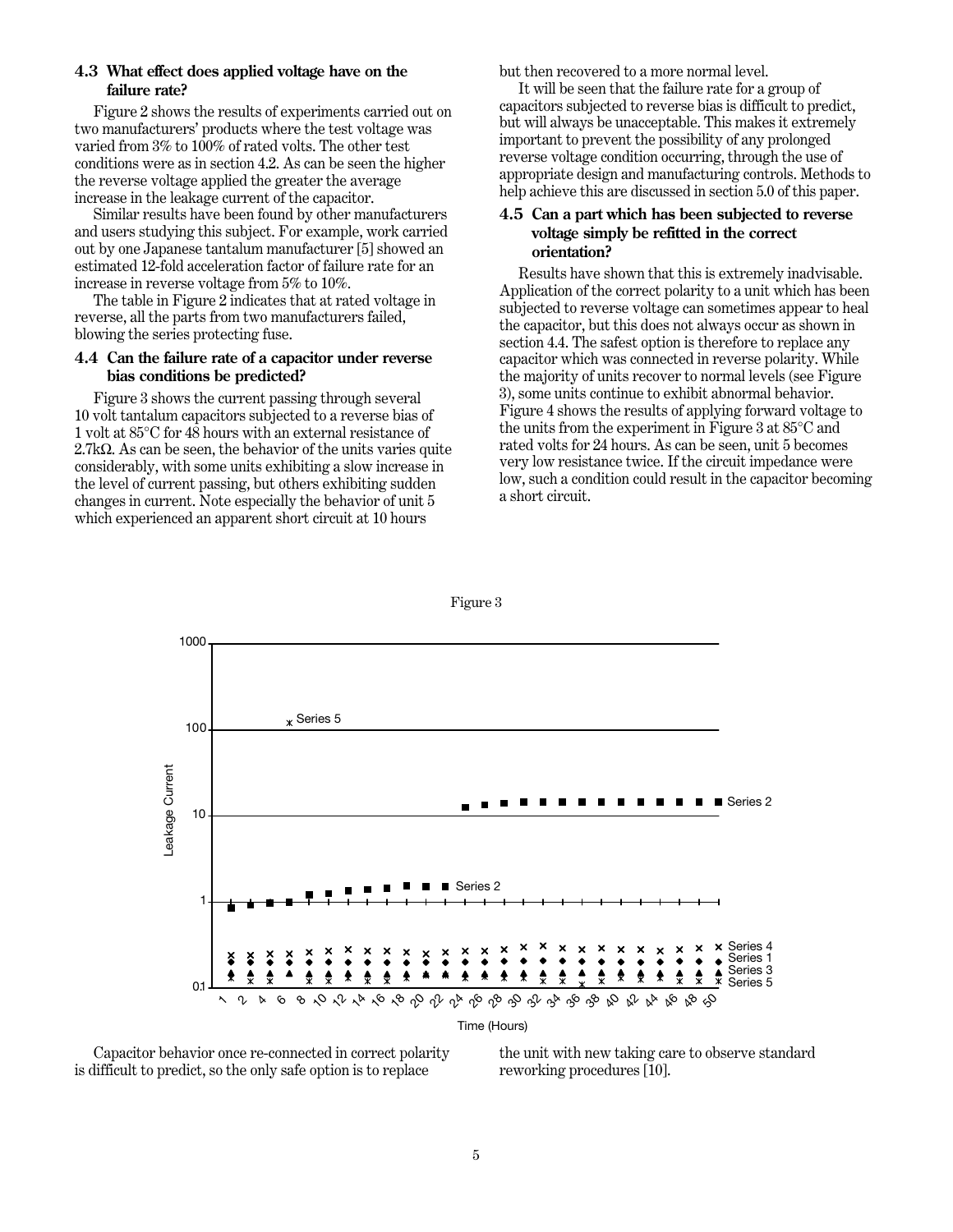### 4.3 What effect does applied voltage have on the failure rate?

Figure 2 shows the results of experiments carried out on two manufacturers' products where the test voltage was varied from 3% to 100% of rated volts. The other test conditions were as in section 4.2. As can be seen the higher the reverse voltage applied the greater the average increase in the leakage current of the capacitor.

Similar results have been found by other manufacturers and users studying this subject. For example, work carried out by one Japanese tantalum manufacturer [5] showed an estimated 12-fold acceleration factor of failure rate for an increase in reverse voltage from 5% to 10%.

The table in Figure 2 indicates that at rated voltage in reverse, all the parts from two manufacturers failed, blowing the series protecting fuse.

### 4.4 Can the failure rate of a capacitor under reverse bias conditions be predicted?

Figure 3 shows the current passing through several 10 volt tantalum capacitors subjected to a reverse bias of 1 volt at 85°C for 48 hours with an external resistance of 2.7kΩ. As can be seen, the behavior of the units varies quite considerably, with some units exhibiting a slow increase in the level of current passing, but others exhibiting sudden changes in current. Note especially the behavior of unit 5 which experienced an apparent short circuit at 10 hours but then recovered to a more normal level.

It will be seen that the failure rate for a group of capacitors subjected to reverse bias is difficult to predict, but will always be unacceptable. This makes it extremely important to prevent the possibility of any prolonged reverse voltage condition occurring, through the use of appropriate design and manufacturing controls. Methods to help achieve this are discussed in section 5.0 of this paper.

### 4.5 Can a part which has been subjected to reverse voltage simply be refitted in the correct orientation?

Results have shown that this is extremely inadvisable. Application of the correct polarity to a unit which has been subjected to reverse voltage can sometimes appear to heal the capacitor, but this does not always occur as shown in section 4.4. The safest option is therefore to replace any capacitor which was connected in reverse polarity. While the majority of units recover to normal levels (see Figure 3), some units continue to exhibit abnormal behavior. Figure 4 shows the results of applying forward voltage to the units from the experiment in Figure 3 at 85°C and rated volts for 24 hours. As can be seen, unit 5 becomes very low resistance twice. If the circuit impedance were low, such a condition could result in the capacitor becoming a short circuit.

Figure 3

Leakage Current
1000
100
10
1
0.1
Time (Hours)
1 2 4 6 8 10 12 14 16 18 20 22 24 26 28 30 32 34 36 38 40 42 44 46 48 50
Series 5
Series 2
Series 2
Series 4
Series 1
Series 3
Series 5

Capacitor behavior once re-connected in correct polarity is difficult to predict, so the only safe option is to replace the unit with new taking care to observe standard reworking procedures [10].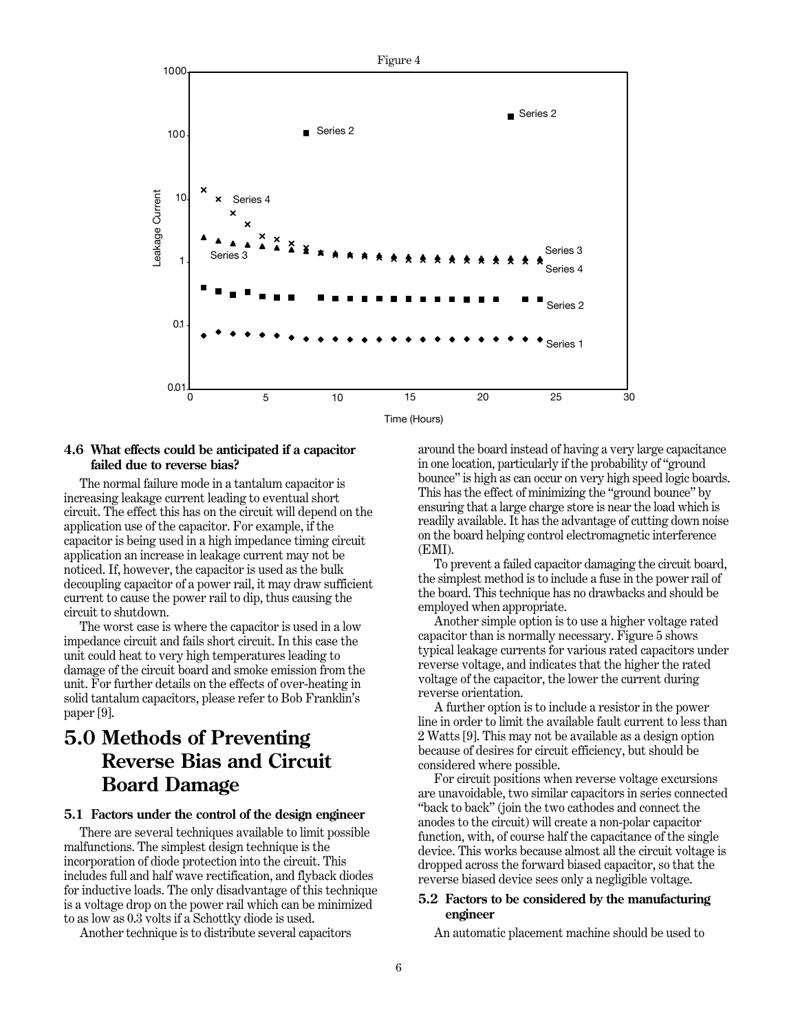Figure 4

1000
100
10
1
0.1
0.01

Leakage Current

0
5
10
15
20
25
30

Time (Hours)

Series 1
Series 2
Series 2
Series 2
Series 3
Series 3
Series 4
Series 4

### 4.6 What effects could be anticipated if a capacitor failed due to reverse bias?

The normal failure mode in a tantalum capacitor is increasing leakage current leading to eventual short circuit. The effect this has on the circuit will depend on the application use of the capacitor. For example, if the capacitor is being used in a high impedance timing circuit application an increase in leakage current may not be noticed. If, however, the capacitor is used as the bulk decoupling capacitor of a power rail, it may draw sufficient current to cause the power rail to dip, thus causing the circuit to shutdown.

The worst case is where the capacitor is used in a low impedance circuit and fails short circuit. In this case the unit could heat to very high temperatures leading to damage of the circuit board and smoke emission from the unit. For further details on the effects of over-heating in solid tantalum capacitors, please refer to Bob Franklin's paper [9].

# 5.0 Methods of Preventing Reverse Bias and Circuit Board Damage

### 5.1 Factors under the control of the design engineer

There are several techniques available to limit possible malfunctions. The simplest design technique is the incorporation of diode protection into the circuit. This includes full and half wave rectification, and flyback diodes for inductive loads. The only disadvantage of this technique is a voltage drop on the power rail which can be minimized to as low as 0.3 volts if a Schottky diode is used.

Another technique is to distribute several capacitors around the board instead of having a very large capacitance in one location, particularly if the probability of "ground bounce" is high as can occur on very high speed logic boards. This has the effect of minimizing the "ground bounce" by ensuring that a large charge store is near the load which is readily available. It has the advantage of cutting down noise on the board helping control electromagnetic interference (EMI).

To prevent a failed capacitor damaging the circuit board, the simplest method is to include a fuse in the power rail of the board. This technique has no drawbacks and should be employed when appropriate.

Another simple option is to use a higher voltage rated capacitor than is normally necessary. Figure 5 shows typical leakage currents for various rated capacitors under reverse voltage, and indicates that the higher the rated voltage of the capacitor, the lower the current during reverse orientation.

A further option is to include a resistor in the power line in order to limit the available fault current to less than 2 Watts [9]. This may not be available as a design option because of desires for circuit efficiency, but should be considered where possible.

For circuit positions when reverse voltage excursions are unavoidable, two similar capacitors in series connected "back to back" (join the two cathodes and connect the anodes to the circuit) will create a non-polar capacitor function, with, of course half the capacitance of the single device. This works because almost all the circuit voltage is dropped across the forward biased capacitor, so that the reverse biased device sees only a negligible voltage.

### 5.2 Factors to be considered by the manufacturing engineer

An automatic placement machine should be used to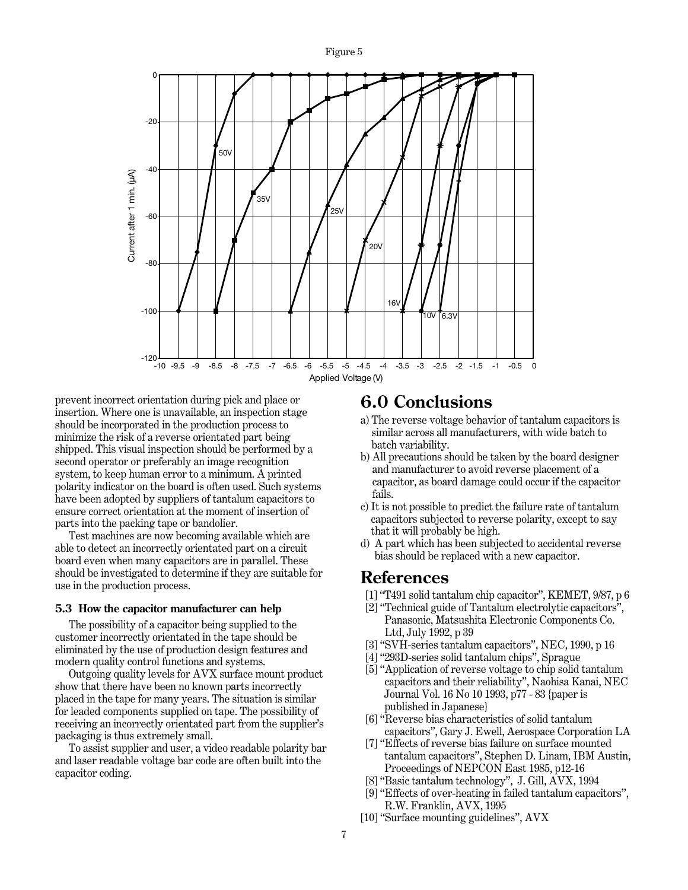Figure 5

Current after 1 min. (µA)

0
-20
-40
-60
-80
-100
-120

-10 -9.5 -9 -8.5 -8 -7.5 -7 -6.5 -6 -5.5 -5 -4.5 -4 -3.5 -3 -2.5 -2 -1.5 -1 -0.5 0

Applied Voltage (V)

50V
35V
25V
20V
16V
10V
6.3V

prevent incorrect orientation during pick and place or insertion. Where one is unavailable, an inspection stage should be incorporated in the production process to minimize the risk of a reverse orientated part being shipped. This visual inspection should be performed by a second operator or preferably an image recognition system, to keep human error to a minimum. A printed polarity indicator on the board is often used. Such systems have been adopted by suppliers of tantalum capacitors to ensure correct orientation at the moment of insertion of parts into the packing tape or bandolier.

Test machines are now becoming available which are able to detect an incorrectly orientated part on a circuit board even when many capacitors are in parallel. These should be investigated to determine if they are suitable for use in the production process.

### 5.3 How the capacitor manufacturer can help

The possibility of a capacitor being supplied to the customer incorrectly orientated in the tape should be eliminated by the use of production design features and modern quality control functions and systems.

Outgoing quality levels for AVX surface mount product show that there have been no known parts incorrectly placed in the tape for many years. The situation is similar for leaded components supplied on tape. The possibility of receiving an incorrectly orientated part from the supplier's packaging is thus extremely small.

To assist supplier and user, a video readable polarity bar and laser readable voltage bar code are often built into the capacitor coding.

## 6.0 Conclusions

a) The reverse voltage behavior of tantalum capacitors is similar across all manufacturers, with wide batch to batch variability.

b) All precautions should be taken by the board designer and manufacturer to avoid reverse placement of a capacitor, as board damage could occur if the capacitor fails.

c) It is not possible to predict the failure rate of tantalum capacitors subjected to reverse polarity, except to say that it will probably be high.

d) A part which has been subjected to accidental reverse bias should be replaced with a new capacitor.

## References

[1] "T491 solid tantalum chip capacitor", KEMET, 9/87, p 6

[2] "Technical guide of Tantalum electrolytic capacitors", Panasonic, Matsushita Electronic Components Co. Ltd, July 1992, p 39

[3] "SVH-series tantalum capacitors", NEC, 1990, p 16

[4] "293D-series solid tantalum chips", Sprague

[5] "Application of reverse voltage to chip solid tantalum capacitors and their reliability", Naohisa Kanai, NEC Journal Vol. 16 No 10 1993, p77 - 83 {paper is published in Japanese}

[6] "Reverse bias characteristics of solid tantalum capacitors", Gary J. Ewell, Aerospace Corporation LA

[7] "Effects of reverse bias failure on surface mounted tantalum capacitors", Stephen D. Linam, IBM Austin, Proceedings of NEPCON East 1985, p12-16

[8] "Basic tantalum technology", J. Gill, AVX, 1994

[9] "Effects of over-heating in failed tantalum capacitors", R.W. Franklin, AVX, 1995

[10] "Surface mounting guidelines", AVX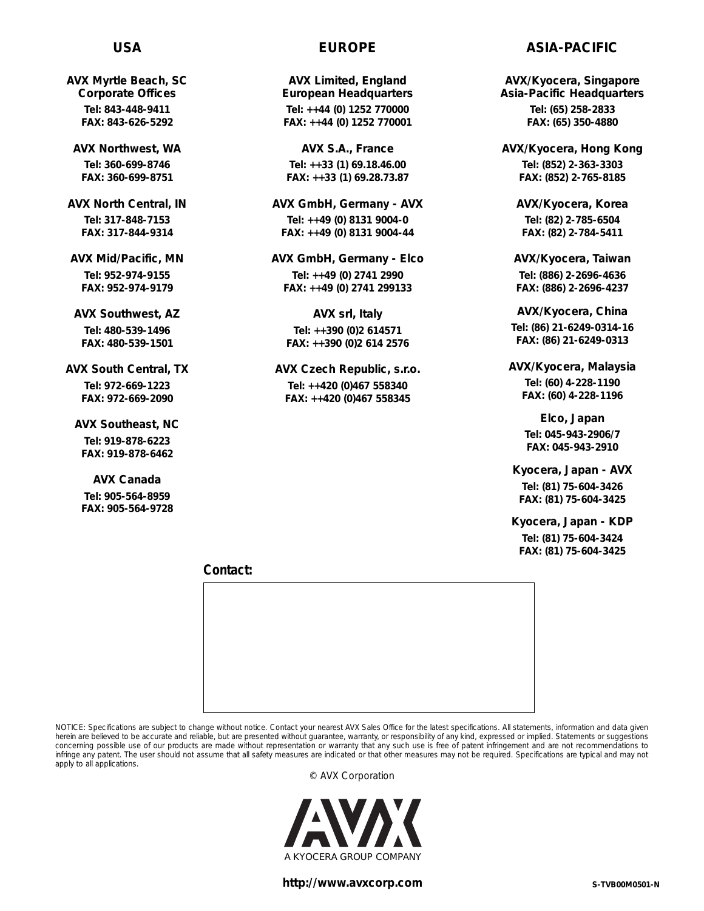## USA

**AVX Myrtle Beach, SC**
**Corporate Offices**
Tel: 843-448-9411
FAX: 843-626-5292

**AVX Northwest, WA**
Tel: 360-699-8746
FAX: 360-699-8751

**AVX North Central, IN**
Tel: 317-848-7153
FAX: 317-844-9314

**AVX Mid/Pacific, MN**
Tel: 952-974-9155
FAX: 952-974-9179

**AVX Southwest, AZ**
Tel: 480-539-1496
FAX: 480-539-1501

**AVX South Central, TX**
Tel: 972-669-1223
FAX: 972-669-2090

**AVX Southeast, NC**
Tel: 919-878-6223
FAX: 919-878-6462

**AVX Canada**
Tel: 905-564-8959
FAX: 905-564-9728

## EUROPE

**AVX Limited, England**
**European Headquarters**
Tel: ++44 (0) 1252 770000
FAX: ++44 (0) 1252 770001

**AVX S.A., France**
Tel: ++33 (1) 69.18.46.00
FAX: ++33 (1) 69.28.73.87

**AVX GmbH, Germany - AVX**
Tel: ++49 (0) 8131 9004-0
FAX: ++49 (0) 8131 9004-44

**AVX GmbH, Germany - Elco**
Tel: ++49 (0) 2741 2990
FAX: ++49 (0) 2741 299133

**AVX srl, Italy**
Tel: ++390 (0)2 614571
FAX: ++390 (0)2 614 2576

**AVX Czech Republic, s.r.o.**
Tel: ++420 (0)467 558340
FAX: ++420 (0)467 558345

## ASIA-PACIFIC

**AVX/Kyocera, Singapore**
**Asia-Pacific Headquarters**
Tel: (65) 258-2833
FAX: (65) 350-4880

**AVX/Kyocera, Hong Kong**
Tel: (852) 2-363-3303
FAX: (852) 2-765-8185

**AVX/Kyocera, Korea**
Tel: (82) 2-785-6504
FAX: (82) 2-784-5411

**AVX/Kyocera, Taiwan**
Tel: (886) 2-2696-4636
FAX: (886) 2-2696-4237

**AVX/Kyocera, China**
Tel: (86) 21-6249-0314-16
FAX: (86) 21-6249-0313

**AVX/Kyocera, Malaysia**
Tel: (60) 4-228-1190
FAX: (60) 4-228-1196

**Elco, Japan**
Tel: 045-943-2906/7
FAX: 045-943-2910

**Kyocera, Japan - AVX**
Tel: (81) 75-604-3426
FAX: (81) 75-604-3425

**Kyocera, Japan - KDP**
Tel: (81) 75-604-3424
FAX: (81) 75-604-3425

**Contact:**

NOTICE: Specifications are subject to change without notice. Contact your nearest AVX Sales Office for the latest specifications. All statements, information and data given herein are believed to be accurate and reliable, but are presented without guarantee, warranty, or responsibility of any kind, expressed or implied. Statements or suggestions concerning possible use of our products are made without representation or warranty that any such use is free of patent infringement and are not recommendations to infringe any patent. The user should not assume that all safety measures are indicated or that other measures may not be required. Specifications are typical and may not apply to all applications.

© AVX Corporation

AVX
A KYOCERA GROUP COMPANY

http://www.avxcorp.com

S-TVB00M0501-N